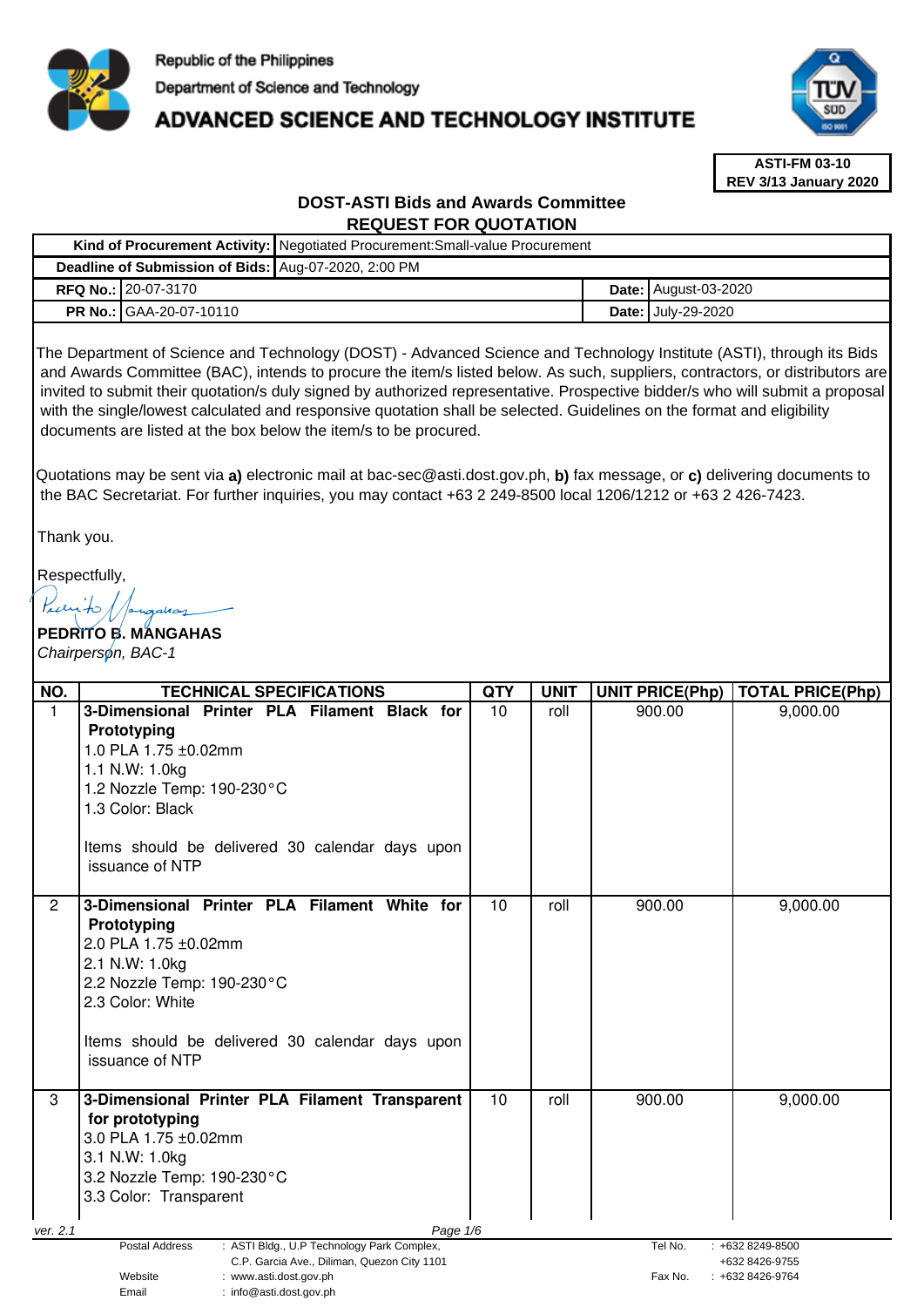Republic of the Philippines
Department of Science and Technology
# ADVANCED SCIENCE AND TECHNOLOGY INSTITUTE

**ASTI-FM 03-10**
**REV 3/13 January 2020**

## DOST-ASTI Bids and Awards Committee
## REQUEST FOR QUOTATION

| | | | |
|---|---|---|---|
| **Kind of Procurement Activity:** | Negotiated Procurement:Small-value Procurement | | |
| **Deadline of Submission of Bids:** | Aug-07-2020, 2:00 PM | | |
| **RFQ No.:** | 20-07-3170 | **Date:** | August-03-2020 |
| **PR No.:** | GAA-20-07-10110 | **Date:** | July-29-2020 |

The Department of Science and Technology (DOST) - Advanced Science and Technology Institute (ASTI), through its Bids and Awards Committee (BAC), intends to procure the item/s listed below. As such, suppliers, contractors, or distributors are invited to submit their quotation/s duly signed by authorized representative. Prospective bidder/s who will submit a proposal with the single/lowest calculated and responsive quotation shall be selected. Guidelines on the format and eligibility documents are listed at the box below the item/s to be procured.

Quotations may be sent via **a)** electronic mail at bac-sec@asti.dost.gov.ph, **b)** fax message, or **c)** delivering documents to the BAC Secretariat. For further inquiries, you may contact +63 2 249-8500 local 1206/1212 or +63 2 426-7423.

Thank you.

Respectfully,

**PEDRITO B. MANGAHAS**
*Chairperson, BAC-1*

| NO. | TECHNICAL SPECIFICATIONS | QTY | UNIT | UNIT PRICE(Php) | TOTAL PRICE(Php) |
|---|---|---|---|---|---|
| 1 | **3-Dimensional Printer PLA Filament Black for Prototyping**<br>1.0 PLA 1.75 ±0.02mm<br>1.1 N.W: 1.0kg<br>1.2 Nozzle Temp: 190-230°C<br>1.3 Color: Black<br><br>Items should be delivered 30 calendar days upon issuance of NTP | 10 | roll | 900.00 | 9,000.00 |
| 2 | **3-Dimensional Printer PLA Filament White for Prototyping**<br>2.0 PLA 1.75 ±0.02mm<br>2.1 N.W: 1.0kg<br>2.2 Nozzle Temp: 190-230°C<br>2.3 Color: White<br><br>Items should be delivered 30 calendar days upon issuance of NTP | 10 | roll | 900.00 | 9,000.00 |
| 3 | **3-Dimensional Printer PLA Filament Transparent for prototyping**<br>3.0 PLA 1.75 ±0.02mm<br>3.1 N.W: 1.0kg<br>3.2 Nozzle Temp: 190-230°C<br>3.3 Color: Transparent | 10 | roll | 900.00 | 9,000.00 |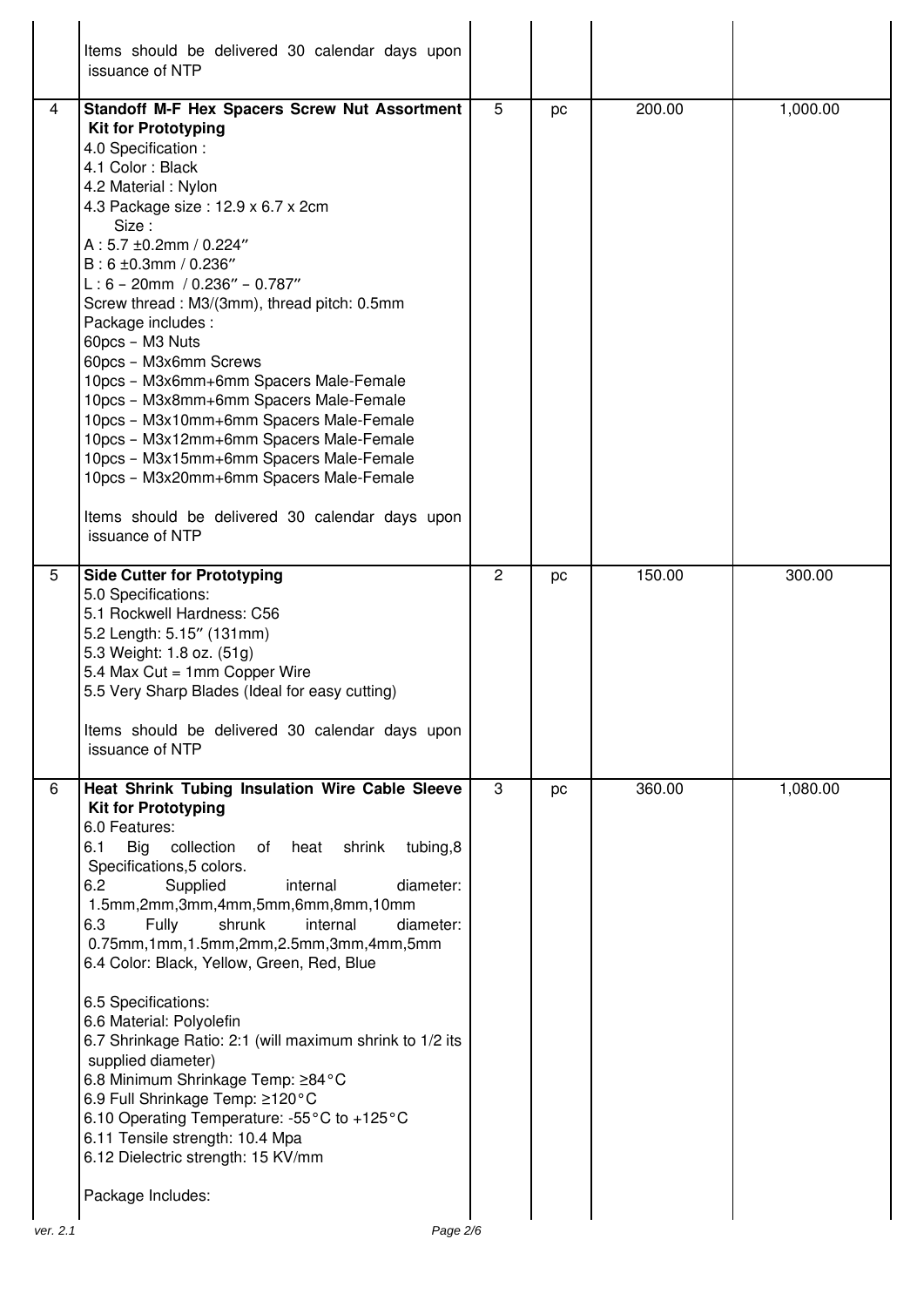| | | | | | |
|---|---|---|---|---|---|
| | Items should be delivered 30 calendar days upon issuance of NTP | | | | |
| 4 | **Standoff M-F Hex Spacers Screw Nut Assortment Kit for Prototyping**<br>4.0 Specification :<br>4.1 Color : Black<br>4.2 Material : Nylon<br>4.3 Package size : 12.9 x 6.7 x 2cm<br>Size :<br>A : 5.7 ±0.2mm / 0.224″<br>B : 6 ±0.3mm / 0.236″<br>L : 6 – 20mm / 0.236″ – 0.787″<br>Screw thread : M3/(3mm), thread pitch: 0.5mm<br>Package includes :<br>60pcs – M3 Nuts<br>60pcs – M3x6mm Screws<br>10pcs – M3x6mm+6mm Spacers Male-Female<br>10pcs – M3x8mm+6mm Spacers Male-Female<br>10pcs – M3x10mm+6mm Spacers Male-Female<br>10pcs – M3x12mm+6mm Spacers Male-Female<br>10pcs – M3x15mm+6mm Spacers Male-Female<br>10pcs – M3x20mm+6mm Spacers Male-Female<br><br>Items should be delivered 30 calendar days upon issuance of NTP | 5 | pc | 200.00 | 1,000.00 |
| 5 | **Side Cutter for Prototyping**<br>5.0 Specifications:<br>5.1 Rockwell Hardness: C56<br>5.2 Length: 5.15″ (131mm)<br>5.3 Weight: 1.8 oz. (51g)<br>5.4 Max Cut = 1mm Copper Wire<br>5.5 Very Sharp Blades (Ideal for easy cutting)<br><br>Items should be delivered 30 calendar days upon issuance of NTP | 2 | pc | 150.00 | 300.00 |
| 6 | **Heat Shrink Tubing Insulation Wire Cable Sleeve Kit for Prototyping**<br>6.0 Features:<br>6.1 Big collection of heat shrink tubing,8 Specifications,5 colors.<br>6.2 Supplied internal diameter: 1.5mm,2mm,3mm,4mm,5mm,6mm,8mm,10mm<br>6.3 Fully shrunk internal diameter: 0.75mm,1mm,1.5mm,2mm,2.5mm,3mm,4mm,5mm<br>6.4 Color: Black, Yellow, Green, Red, Blue<br><br>6.5 Specifications:<br>6.6 Material: Polyolefin<br>6.7 Shrinkage Ratio: 2:1 (will maximum shrink to 1/2 its supplied diameter)<br>6.8 Minimum Shrinkage Temp: ≥84°C<br>6.9 Full Shrinkage Temp: ≥120°C<br>6.10 Operating Temperature: -55°C to +125°C<br>6.11 Tensile strength: 10.4 Mpa<br>6.12 Dielectric strength: 15 KV/mm<br><br>Package Includes: | 3 | pc | 360.00 | 1,080.00 |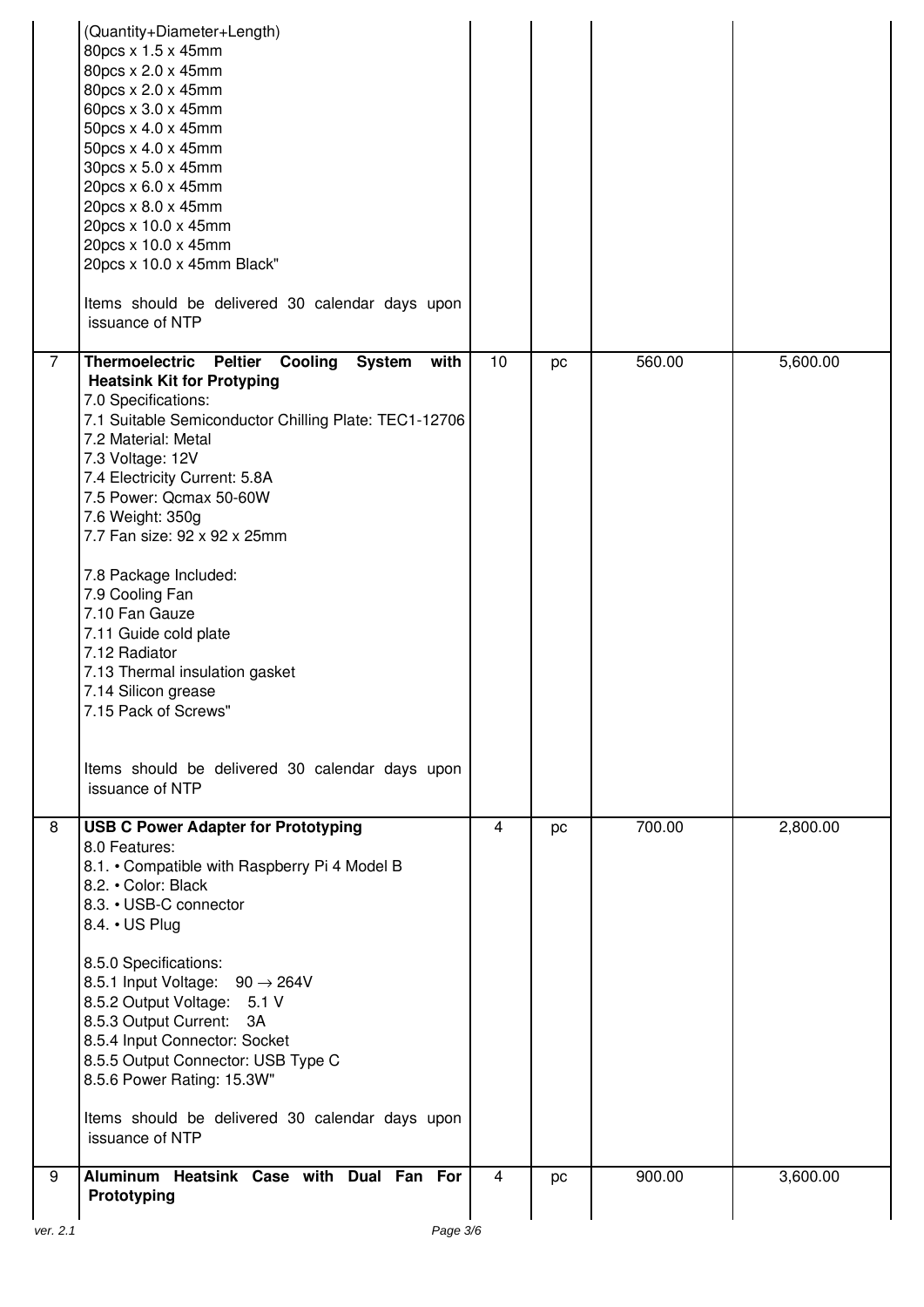| | | | | | |
|---|---|---|---|---|---|
| | (Quantity+Diameter+Length)<br>80pcs x 1.5 x 45mm<br>80pcs x 2.0 x 45mm<br>80pcs x 2.0 x 45mm<br>60pcs x 3.0 x 45mm<br>50pcs x 4.0 x 45mm<br>50pcs x 4.0 x 45mm<br>30pcs x 5.0 x 45mm<br>20pcs x 6.0 x 45mm<br>20pcs x 8.0 x 45mm<br>20pcs x 10.0 x 45mm<br>20pcs x 10.0 x 45mm<br>20pcs x 10.0 x 45mm Black"<br><br>Items should be delivered 30 calendar days upon issuance of NTP | | | | |
| 7 | **Thermoelectric Peltier Cooling System with Heatsink Kit for Protyping**<br>7.0 Specifications:<br>7.1 Suitable Semiconductor Chilling Plate: TEC1-12706<br>7.2 Material: Metal<br>7.3 Voltage: 12V<br>7.4 Electricity Current: 5.8A<br>7.5 Power: Qcmax 50-60W<br>7.6 Weight: 350g<br>7.7 Fan size: 92 x 92 x 25mm<br><br>7.8 Package Included:<br>7.9 Cooling Fan<br>7.10 Fan Gauze<br>7.11 Guide cold plate<br>7.12 Radiator<br>7.13 Thermal insulation gasket<br>7.14 Silicon grease<br>7.15 Pack of Screws"<br><br>Items should be delivered 30 calendar days upon issuance of NTP | 10 | pc | 560.00 | 5,600.00 |
| 8 | **USB C Power Adapter for Prototyping**<br>8.0 Features:<br>8.1. • Compatible with Raspberry Pi 4 Model B<br>8.2. • Color: Black<br>8.3. • USB-C connector<br>8.4. • US Plug<br><br>8.5.0 Specifications:<br>8.5.1 Input Voltage: 90 → 264V<br>8.5.2 Output Voltage: 5.1 V<br>8.5.3 Output Current: 3A<br>8.5.4 Input Connector: Socket<br>8.5.5 Output Connector: USB Type C<br>8.5.6 Power Rating: 15.3W"<br><br>Items should be delivered 30 calendar days upon issuance of NTP | 4 | pc | 700.00 | 2,800.00 |
| 9 | **Aluminum Heatsink Case with Dual Fan For Prototyping** | 4 | pc | 900.00 | 3,600.00 |

ver. 2.1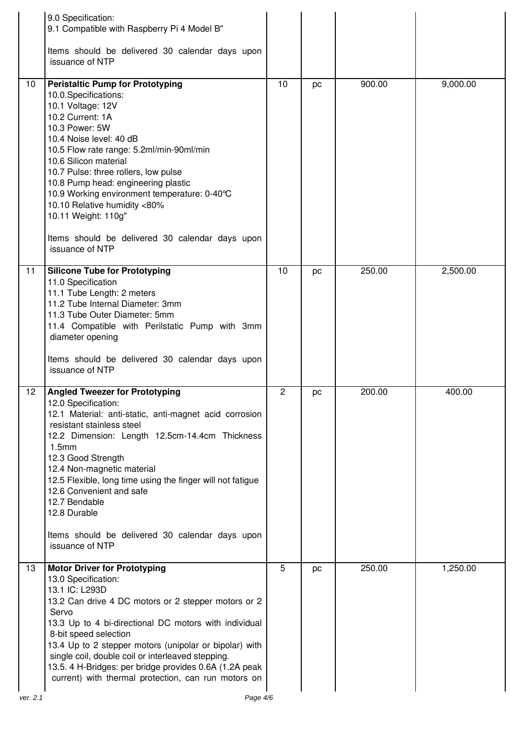| | | | | | |
|---|---|---|---|---|---|
| | 9.0 Specification:<br>9.1 Compatible with Raspberry Pi 4 Model B"<br><br>Items should be delivered 30 calendar days upon issuance of NTP | | | | |
| 10 | **Peristaltic Pump for Prototyping**<br>10.0.Specifications:<br>10.1 Voltage: 12V<br>10.2 Current: 1A<br>10.3 Power: 5W<br>10.4 Noise level: 40 dB<br>10.5 Flow rate range: 5.2ml/min-90ml/min<br>10.6 Silicon material<br>10.7 Pulse: three rollers, low pulse<br>10.8 Pump head: engineering plastic<br>10.9 Working environment temperature: 0-40℃<br>10.10 Relative humidity <80%<br>10.11 Weight: 110g"<br><br>Items should be delivered 30 calendar days upon issuance of NTP | 10 | pc | 900.00 | 9,000.00 |
| 11 | **Silicone Tube for Prototyping**<br>11.0 Specification<br>11.1 Tube Length: 2 meters<br>11.2 Tube Internal Diameter: 3mm<br>11.3 Tube Outer Diameter: 5mm<br>11.4 Compatible with Perilstatic Pump with 3mm diameter opening<br><br>Items should be delivered 30 calendar days upon issuance of NTP | 10 | pc | 250.00 | 2,500.00 |
| 12 | **Angled Tweezer for Prototyping**<br>12.0 Specification:<br>12.1 Material: anti-static, anti-magnet acid corrosion resistant stainless steel<br>12.2 Dimension: Length 12.5cm-14.4cm Thickness 1.5mm<br>12.3 Good Strength<br>12.4 Non-magnetic material<br>12.5 Flexible, long time using the finger will not fatigue<br>12.6 Convenient and safe<br>12.7 Bendable<br>12.8 Durable<br><br>Items should be delivered 30 calendar days upon issuance of NTP | 2 | pc | 200.00 | 400.00 |
| 13 | **Motor Driver for Prototyping**<br>13.0 Specification:<br>13.1 IC: L293D<br>13.2 Can drive 4 DC motors or 2 stepper motors or 2 Servo<br>13.3 Up to 4 bi-directional DC motors with individual 8-bit speed selection<br>13.4 Up to 2 stepper motors (unipolar or bipolar) with single coil, double coil or interleaved stepping.<br>13.5. 4 H-Bridges: per bridge provides 0.6A (1.2A peak current) with thermal protection, can run motors on | 5 | pc | 250.00 | 1,250.00 |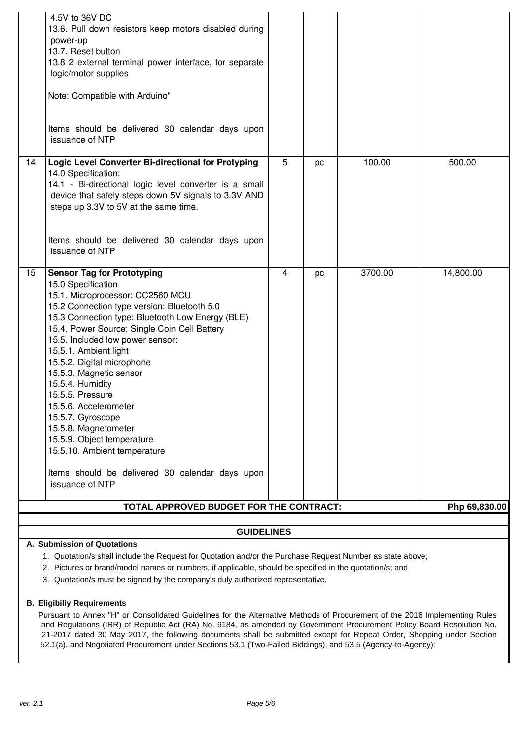| | | | | | |
|---|---|---|---|---|---|
| | 4.5V to 36V DC<br>13.6. Pull down resistors keep motors disabled during power-up<br>13.7. Reset button<br>13.8 2 external terminal power interface, for separate logic/motor supplies<br><br>Note: Compatible with Arduino"<br><br>Items should be delivered 30 calendar days upon issuance of NTP | | | | |
| 14 | **Logic Level Converter Bi-directional for Protyping**<br>14.0 Specification:<br>14.1 - Bi-directional logic level converter is a small device that safely steps down 5V signals to 3.3V AND steps up 3.3V to 5V at the same time.<br><br>Items should be delivered 30 calendar days upon issuance of NTP | 5 | pc | 100.00 | 500.00 |
| 15 | **Sensor Tag for Prototyping**<br>15.0 Specification<br>15.1. Microprocessor: CC2560 MCU<br>15.2 Connection type version: Bluetooth 5.0<br>15.3 Connection type: Bluetooth Low Energy (BLE)<br>15.4. Power Source: Single Coin Cell Battery<br>15.5. Included low power sensor:<br>15.5.1. Ambient light<br>15.5.2. Digital microphone<br>15.5.3. Magnetic sensor<br>15.5.4. Humidity<br>15.5.5. Pressure<br>15.5.6. Accelerometer<br>15.5.7. Gyroscope<br>15.5.8. Magnetometer<br>15.5.9. Object temperature<br>15.5.10. Ambient temperature<br><br>Items should be delivered 30 calendar days upon issuance of NTP | 4 | pc | 3700.00 | 14,800.00 |
| | **TOTAL APPROVED BUDGET FOR THE CONTRACT:** | | | | **Php 69,830.00** |

## GUIDELINES

**A. Submission of Quotations**

1. Quotation/s shall include the Request for Quotation and/or the Purchase Request Number as state above;
2. Pictures or brand/model names or numbers, if applicable, should be specified in the quotation/s; and
3. Quotation/s must be signed by the company's duly authorized representative.

**B. Eligibiliy Requirements**

Pursuant to Annex "H" or Consolidated Guidelines for the Alternative Methods of Procurement of the 2016 Implementing Rules and Regulations (IRR) of Republic Act (RA) No. 9184, as amended by Government Procurement Policy Board Resolution No. 21-2017 dated 30 May 2017, the following documents shall be submitted except for Repeat Order, Shopping under Section 52.1(a), and Negotiated Procurement under Sections 53.1 (Two-Failed Biddings), and 53.5 (Agency-to-Agency):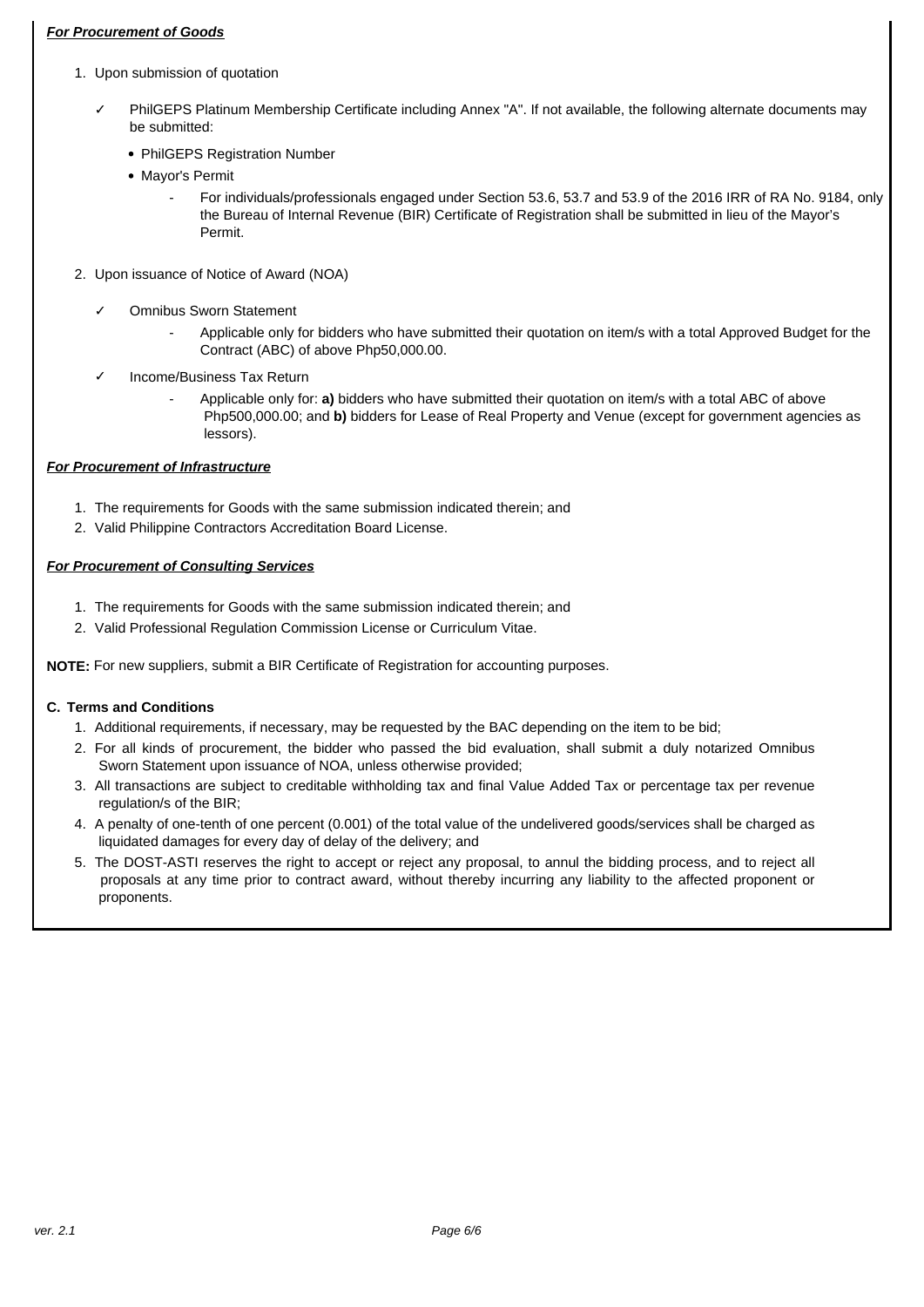***For Procurement of Goods***

1. Upon submission of quotation

   - ✓ PhilGEPS Platinum Membership Certificate including Annex "A". If not available, the following alternate documents may be submitted:
     - PhilGEPS Registration Number
     - Mayor's Permit
       - For individuals/professionals engaged under Section 53.6, 53.7 and 53.9 of the 2016 IRR of RA No. 9184, only the Bureau of Internal Revenue (BIR) Certificate of Registration shall be submitted in lieu of the Mayor's Permit.

2. Upon issuance of Notice of Award (NOA)

   - ✓ Omnibus Sworn Statement
     - Applicable only for bidders who have submitted their quotation on item/s with a total Approved Budget for the Contract (ABC) of above Php50,000.00.
   - ✓ Income/Business Tax Return
     - Applicable only for: **a)** bidders who have submitted their quotation on item/s with a total ABC of above Php500,000.00; and **b)** bidders for Lease of Real Property and Venue (except for government agencies as lessors).

***For Procurement of Infrastructure***

1. The requirements for Goods with the same submission indicated therein; and
2. Valid Philippine Contractors Accreditation Board License.

***For Procurement of Consulting Services***

1. The requirements for Goods with the same submission indicated therein; and
2. Valid Professional Regulation Commission License or Curriculum Vitae.

**NOTE:** For new suppliers, submit a BIR Certificate of Registration for accounting purposes.

**C. Terms and Conditions**

1. Additional requirements, if necessary, may be requested by the BAC depending on the item to be bid;
2. For all kinds of procurement, the bidder who passed the bid evaluation, shall submit a duly notarized Omnibus Sworn Statement upon issuance of NOA, unless otherwise provided;
3. All transactions are subject to creditable withholding tax and final Value Added Tax or percentage tax per revenue regulation/s of the BIR;
4. A penalty of one-tenth of one percent (0.001) of the total value of the undelivered goods/services shall be charged as liquidated damages for every day of delay of the delivery; and
5. The DOST-ASTI reserves the right to accept or reject any proposal, to annul the bidding process, and to reject all proposals at any time prior to contract award, without thereby incurring any liability to the affected proponent or proponents.

*ver. 2.1*